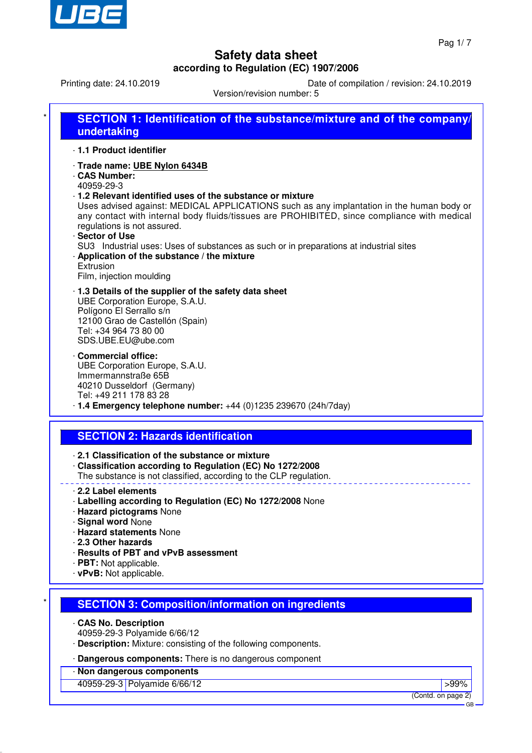# Safety data sheet

**according to Regulation (EC) 1907/2006**

Printing date: 24.10.2019 | Date of compilation / revision: 24.10.2019

Version/revision number: 5

## SECTION 1: Identification of the substance/mixture and of the company/ undertaking

· **1.1 Product identifier**

· **Trade name: UBE Nylon 6434B**

· **CAS Number:**
40959-29-3

· **1.2 Relevant identified uses of the substance or mixture**
Uses advised against: MEDICAL APPLICATIONS such as any implantation in the human body or any contact with internal body fluids/tissues are PROHIBITED, since compliance with medical regulations is not assured.

· **Sector of Use**
SU3 Industrial uses: Uses of substances as such or in preparations at industrial sites

· **Application of the substance / the mixture**
Extrusion
Film, injection moulding

· **1.3 Details of the supplier of the safety data sheet**
UBE Corporation Europe, S.A.U.
Polígono El Serrallo s/n
12100 Grao de Castellón (Spain)
Tel: +34 964 73 80 00
SDS.UBE.EU@ube.com

· **Commercial office:**
UBE Corporation Europe, S.A.U.
Immermannstraße 65B
40210 Dusseldorf (Germany)
Tel: +49 211 178 83 28

· **1.4 Emergency telephone number:** +44 (0)1235 239670 (24h/7day)

## SECTION 2: Hazards identification

· **2.1 Classification of the substance or mixture**

· **Classification according to Regulation (EC) No 1272/2008**
The substance is not classified, according to the CLP regulation.

· **2.2 Label elements**

· **Labelling according to Regulation (EC) No 1272/2008** None

· **Hazard pictograms** None

· **Signal word** None

· **Hazard statements** None

· **2.3 Other hazards**

· **Results of PBT and vPvB assessment**

· **PBT:** Not applicable.

· **vPvB:** Not applicable.

## SECTION 3: Composition/information on ingredients

· **CAS No. Description**
40959-29-3 Polyamide 6/66/12

· **Description:** Mixture: consisting of the following components.

· **Dangerous components:** There is no dangerous component

| · Non dangerous components | | |
|---|---|---|
| 40959-29-3 | Polyamide 6/66/12 | >99% |

(Contd. on page 2)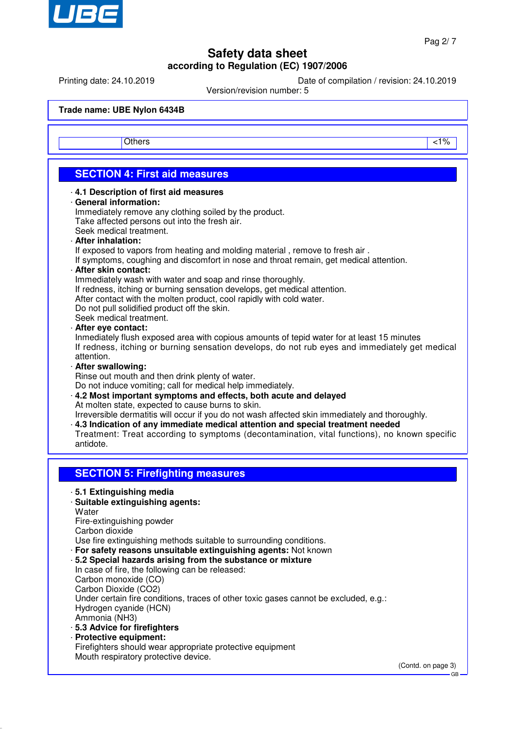**Trade name: UBE Nylon 6434B**

| | | |
|---|---|---|
| | Others | <1% |

## SECTION 4: First aid measures

- **4.1 Description of first aid measures**
- **General information:**
  Immediately remove any clothing soiled by the product.
  Take affected persons out into the fresh air.
  Seek medical treatment.
- **After inhalation:**
  If exposed to vapors from heating and molding material , remove to fresh air .
  If symptoms, coughing and discomfort in nose and throat remain, get medical attention.
- **After skin contact:**
  Immediately wash with water and soap and rinse thoroughly.
  If redness, itching or burning sensation develops, get medical attention.
  After contact with the molten product, cool rapidly with cold water.
  Do not pull solidified product off the skin.
  Seek medical treatment.
- **After eye contact:**
  Inmediately flush exposed area with copious amounts of tepid water for at least 15 minutes
  If redness, itching or burning sensation develops, do not rub eyes and immediately get medical attention.
- **After swallowing:**
  Rinse out mouth and then drink plenty of water.
  Do not induce vomiting; call for medical help immediately.
- **4.2 Most important symptoms and effects, both acute and delayed**
  At molten state, expected to cause burns to skin.
  Irreversible dermatitis will occur if you do not wash affected skin immediately and thoroughly.
- **4.3 Indication of any immediate medical attention and special treatment needed**
  Treatment: Treat according to symptoms (decontamination, vital functions), no known specific antidote.

## SECTION 5: Firefighting measures

- **5.1 Extinguishing media**
- **Suitable extinguishing agents:**
  Water
  Fire-extinguishing powder
  Carbon dioxide
  Use fire extinguishing methods suitable to surrounding conditions.
- **For safety reasons unsuitable extinguishing agents:** Not known
- **5.2 Special hazards arising from the substance or mixture**
  In case of fire, the following can be released:
  Carbon monoxide (CO)
  Carbon Dioxide ($CO_2$)
  Under certain fire conditions, traces of other toxic gases cannot be excluded, e.g.:
  Hydrogen cyanide (HCN)
  Ammonia ($NH_3$)
- **5.3 Advice for firefighters**
- **Protective equipment:**
  Firefighters should wear appropriate protective equipment
  Mouth respiratory protective device.

(Contd. on page 3)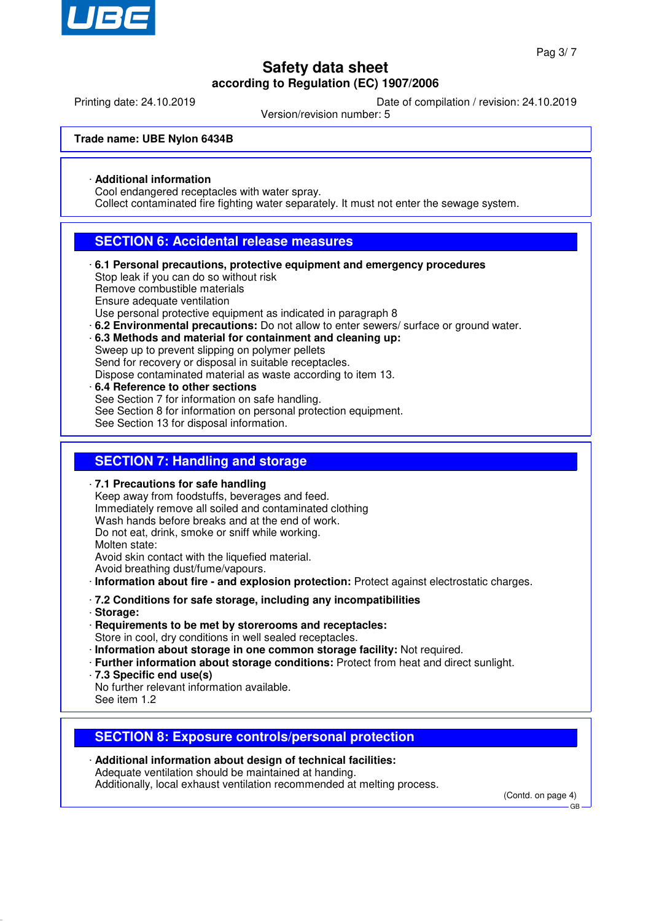**Trade name: UBE Nylon 6434B**

· **Additional information**
Cool endangered receptacles with water spray.
Collect contaminated fire fighting water separately. It must not enter the sewage system.

## SECTION 6: Accidental release measures

· **6.1 Personal precautions, protective equipment and emergency procedures**
Stop leak if you can do so without risk
Remove combustible materials
Ensure adequate ventilation
Use personal protective equipment as indicated in paragraph 8
· **6.2 Environmental precautions:** Do not allow to enter sewers/ surface or ground water.
· **6.3 Methods and material for containment and cleaning up:**
Sweep up to prevent slipping on polymer pellets
Send for recovery or disposal in suitable receptacles.
Dispose contaminated material as waste according to item 13.
· **6.4 Reference to other sections**
See Section 7 for information on safe handling.
See Section 8 for information on personal protection equipment.
See Section 13 for disposal information.

## SECTION 7: Handling and storage

· **7.1 Precautions for safe handling**
Keep away from foodstuffs, beverages and feed.
Immediately remove all soiled and contaminated clothing
Wash hands before breaks and at the end of work.
Do not eat, drink, smoke or sniff while working.
Molten state:
Avoid skin contact with the liquefied material.
Avoid breathing dust/fume/vapours.
· **Information about fire - and explosion protection:** Protect against electrostatic charges.

· **7.2 Conditions for safe storage, including any incompatibilities**
· **Storage:**
· **Requirements to be met by storerooms and receptacles:**
Store in cool, dry conditions in well sealed receptacles.
· **Information about storage in one common storage facility:** Not required.
· **Further information about storage conditions:** Protect from heat and direct sunlight.
· **7.3 Specific end use(s)**
No further relevant information available.
See item 1.2

## SECTION 8: Exposure controls/personal protection

· **Additional information about design of technical facilities:**
Adequate ventilation should be maintained at handing.
Additionally, local exhaust ventilation recommended at melting process.

(Contd. on page 4)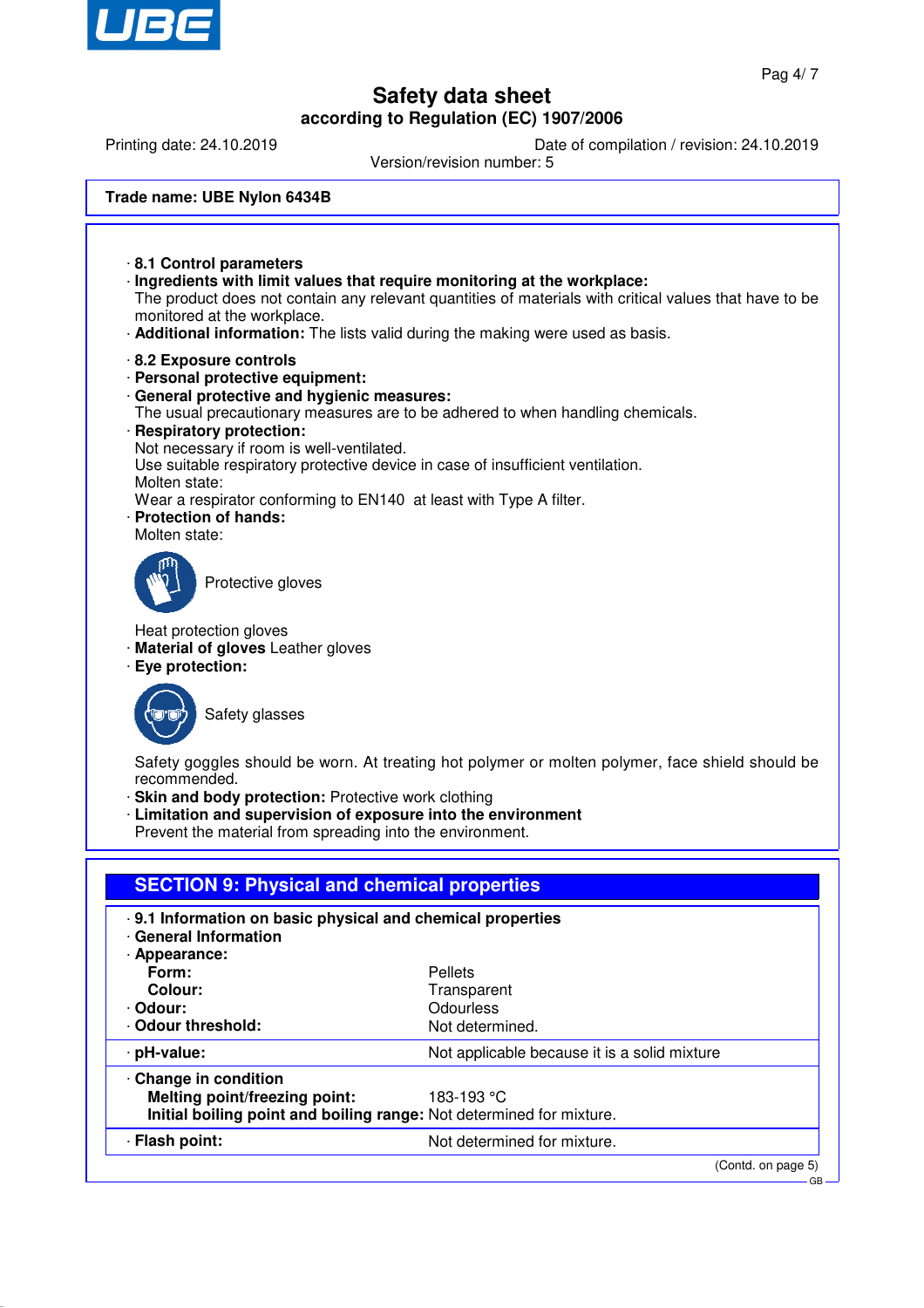Trade name: UBE Nylon 6434B

· **8.1 Control parameters**
· **Ingredients with limit values that require monitoring at the workplace:**
The product does not contain any relevant quantities of materials with critical values that have to be monitored at the workplace.
· **Additional information:** The lists valid during the making were used as basis.

· **8.2 Exposure controls**
· **Personal protective equipment:**
· **General protective and hygienic measures:**
The usual precautionary measures are to be adhered to when handling chemicals.
· **Respiratory protection:**
Not necessary if room is well-ventilated.
Use suitable respiratory protective device in case of insufficient ventilation.
Molten state:
Wear a respirator conforming to EN140 at least with Type A filter.
· **Protection of hands:**
Molten state:

Protective gloves

Heat protection gloves
· **Material of gloves** Leather gloves
· **Eye protection:**

Safety glasses

Safety goggles should be worn. At treating hot polymer or molten polymer, face shield should be recommended.
· **Skin and body protection:** Protective work clothing
· **Limitation and supervision of exposure into the environment**
Prevent the material from spreading into the environment.

## SECTION 9: Physical and chemical properties

· **9.1 Information on basic physical and chemical properties**
· **General Information**
· **Appearance:**

| | |
|---|---|
| **Form:** | Pellets |
| **Colour:** | Transparent |
| · **Odour:** | Odourless |
| · **Odour threshold:** | Not determined. |
| · **pH-value:** | Not applicable because it is a solid mixture |
| · **Change in condition** | |
| **Melting point/freezing point:** | 183-193 °C |
| **Initial boiling point and boiling range:** | Not determined for mixture. |
| · **Flash point:** | Not determined for mixture. |

(Contd. on page 5)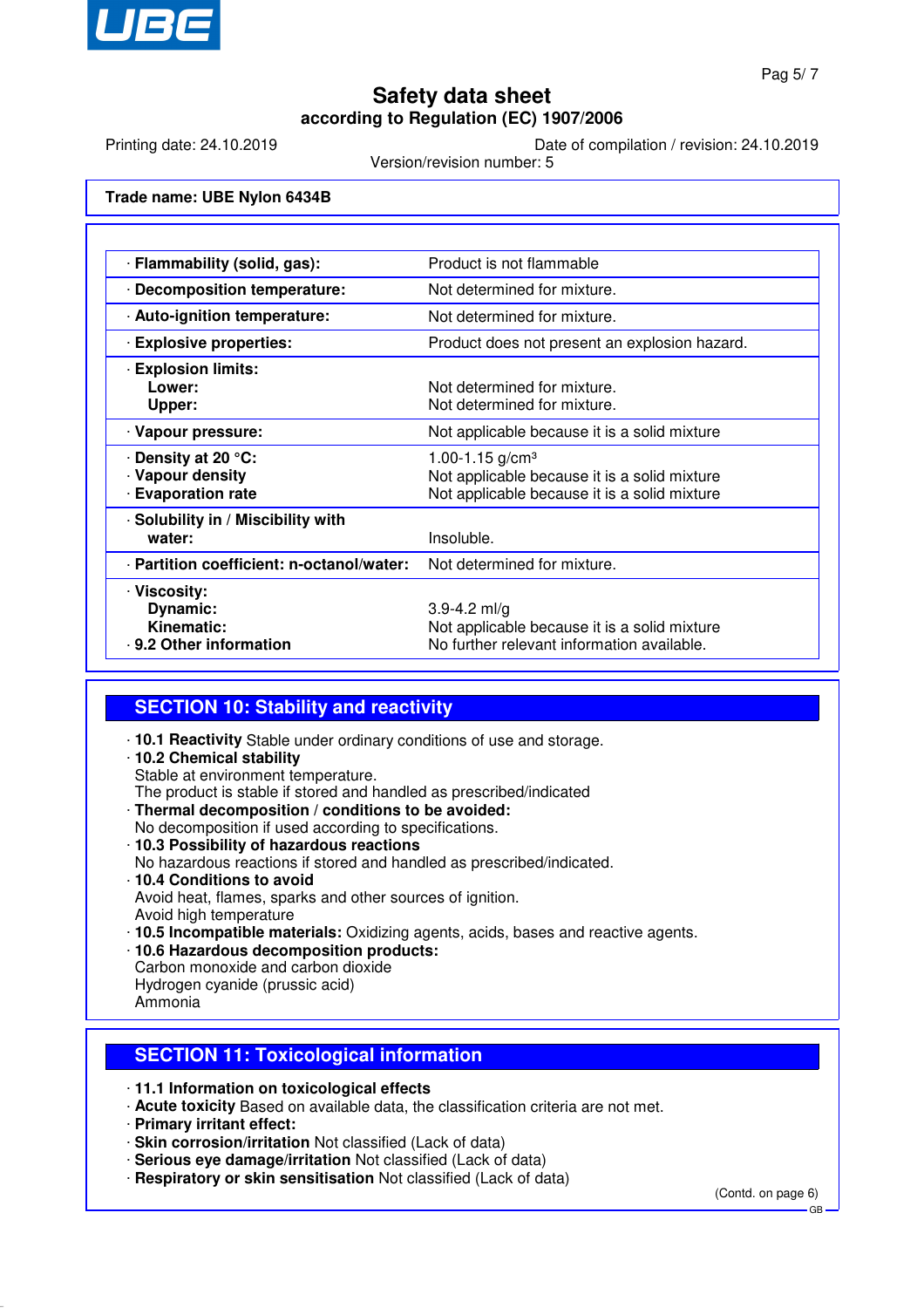**Trade name: UBE Nylon 6434B**

| | |
|---|---|
| · **Flammability (solid, gas):** | Product is not flammable |
| · **Decomposition temperature:** | Not determined for mixture. |
| · **Auto-ignition temperature:** | Not determined for mixture. |
| · **Explosive properties:** | Product does not present an explosion hazard. |
| · **Explosion limits:** **Lower:** **Upper:** | Not determined for mixture. Not determined for mixture. |
| · **Vapour pressure:** | Not applicable because it is a solid mixture |
| · **Density at 20 °C:** · **Vapour density** · **Evaporation rate** | 1.00-1.15 g/cm³ Not applicable because it is a solid mixture Not applicable because it is a solid mixture |
| · **Solubility in / Miscibility with water:** | Insoluble. |
| · **Partition coefficient: n-octanol/water:** | Not determined for mixture. |
| · **Viscosity:** **Dynamic:** **Kinematic:** · **9.2 Other information** | 3.9-4.2 ml/g Not applicable because it is a solid mixture No further relevant information available. |

## SECTION 10: Stability and reactivity

· **10.1 Reactivity** Stable under ordinary conditions of use and storage.
· **10.2 Chemical stability**
Stable at environment temperature.
The product is stable if stored and handled as prescribed/indicated
· **Thermal decomposition / conditions to be avoided:**
No decomposition if used according to specifications.
· **10.3 Possibility of hazardous reactions**
No hazardous reactions if stored and handled as prescribed/indicated.
· **10.4 Conditions to avoid**
Avoid heat, flames, sparks and other sources of ignition.
Avoid high temperature
· **10.5 Incompatible materials:** Oxidizing agents, acids, bases and reactive agents.
· **10.6 Hazardous decomposition products:**
Carbon monoxide and carbon dioxide
Hydrogen cyanide (prussic acid)
Ammonia

## SECTION 11: Toxicological information

· **11.1 Information on toxicological effects**
· **Acute toxicity** Based on available data, the classification criteria are not met.
· **Primary irritant effect:**
· **Skin corrosion/irritation** Not classified (Lack of data)
· **Serious eye damage/irritation** Not classified (Lack of data)
· **Respiratory or skin sensitisation** Not classified (Lack of data)

(Contd. on page 6)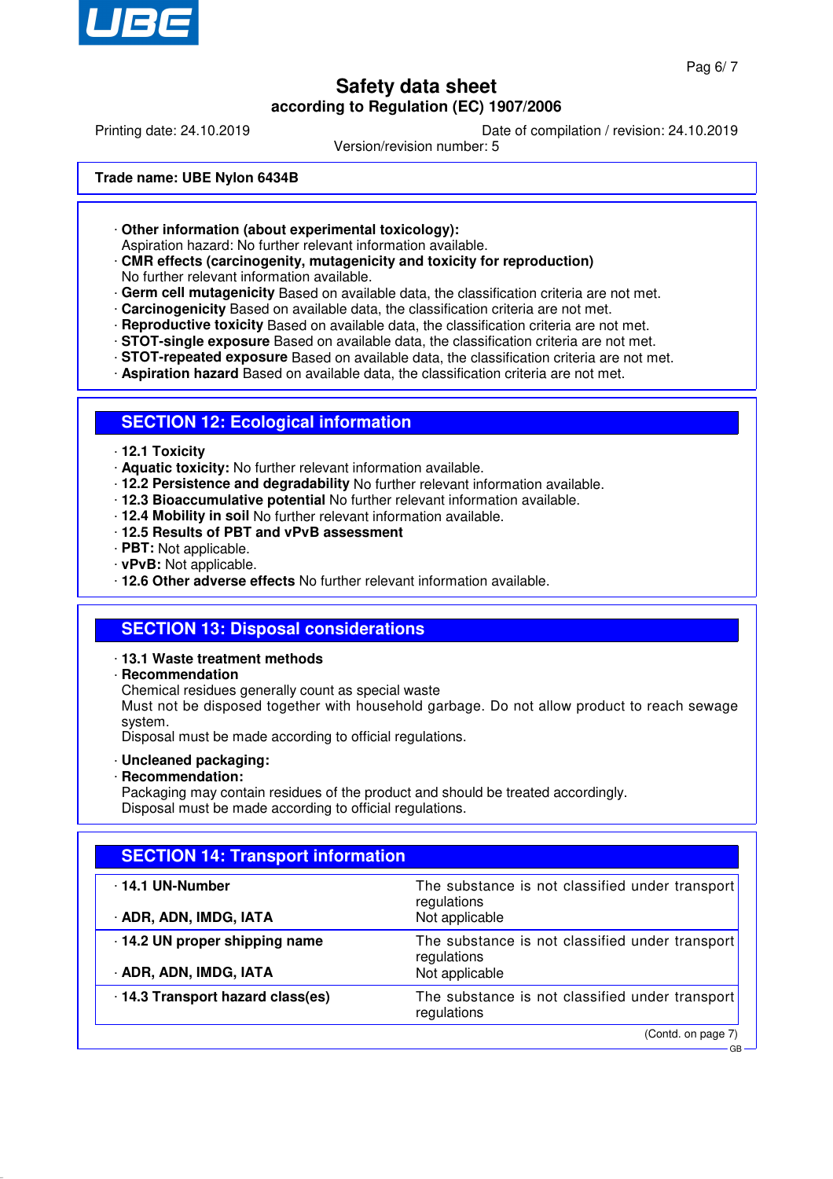**Trade name: UBE Nylon 6434B**

· **Other information (about experimental toxicology):**
Aspiration hazard: No further relevant information available.
· **CMR effects (carcinogenity, mutagenicity and toxicity for reproduction)**
No further relevant information available.
· **Germ cell mutagenicity** Based on available data, the classification criteria are not met.
· **Carcinogenicity** Based on available data, the classification criteria are not met.
· **Reproductive toxicity** Based on available data, the classification criteria are not met.
· **STOT-single exposure** Based on available data, the classification criteria are not met.
· **STOT-repeated exposure** Based on available data, the classification criteria are not met.
· **Aspiration hazard** Based on available data, the classification criteria are not met.

## SECTION 12: Ecological information

· **12.1 Toxicity**
· **Aquatic toxicity:** No further relevant information available.
· **12.2 Persistence and degradability** No further relevant information available.
· **12.3 Bioaccumulative potential** No further relevant information available.
· **12.4 Mobility in soil** No further relevant information available.
· **12.5 Results of PBT and vPvB assessment**
· **PBT:** Not applicable.
· **vPvB:** Not applicable.
· **12.6 Other adverse effects** No further relevant information available.

## SECTION 13: Disposal considerations

· **13.1 Waste treatment methods**
· **Recommendation**
Chemical residues generally count as special waste
Must not be disposed together with household garbage. Do not allow product to reach sewage system.
Disposal must be made according to official regulations.

· **Uncleaned packaging:**
· **Recommendation:**
Packaging may contain residues of the product and should be treated accordingly.
Disposal must be made according to official regulations.

## SECTION 14: Transport information

| | |
|---|---|
| · **14.1 UN-Number** | The substance is not classified under transport regulations |
| · **ADR, ADN, IMDG, IATA** | Not applicable |
| · **14.2 UN proper shipping name** | The substance is not classified under transport regulations |
| · **ADR, ADN, IMDG, IATA** | Not applicable |
| · **14.3 Transport hazard class(es)** | The substance is not classified under transport regulations |

(Contd. on page 7)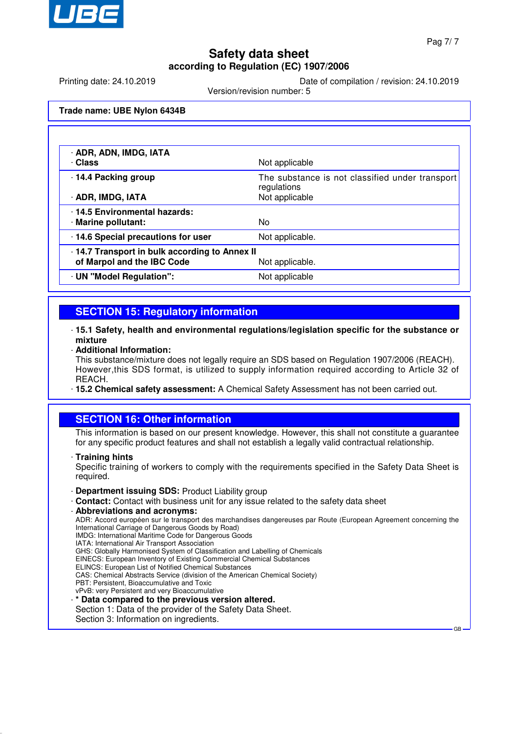**Trade name: UBE Nylon 6434B**

| | |
|---|---|
| · **ADR, ADN, IMDG, IATA**<br>· **Class** | Not applicable |
| · **14.4 Packing group**<br>· **ADR, IMDG, IATA** | The substance is not classified under transport regulations<br>Not applicable |
| · **14.5 Environmental hazards:**<br>· **Marine pollutant:** | No |
| · **14.6 Special precautions for user** | Not applicable. |
| · **14.7 Transport in bulk according to Annex II of Marpol and the IBC Code** | Not applicable. |
| · **UN "Model Regulation":** | Not applicable |

## SECTION 15: Regulatory information

· **15.1 Safety, health and environmental regulations/legislation specific for the substance or mixture**

· **Additional Information:**

This substance/mixture does not legally require an SDS based on Regulation 1907/2006 (REACH). However,this SDS format, is utilized to supply information required according to Article 32 of REACH.

· **15.2 Chemical safety assessment:** A Chemical Safety Assessment has not been carried out.

## SECTION 16: Other information

This information is based on our present knowledge. However, this shall not constitute a guarantee for any specific product features and shall not establish a legally valid contractual relationship.

· **Training hints**

Specific training of workers to comply with the requirements specified in the Safety Data Sheet is required.

· **Department issuing SDS:** Product Liability group

· **Contact:** Contact with business unit for any issue related to the safety data sheet

· **Abbreviations and acronyms:**

ADR: Accord européen sur le transport des marchandises dangereuses par Route (European Agreement concerning the International Carriage of Dangerous Goods by Road)
IMDG: International Maritime Code for Dangerous Goods
IATA: International Air Transport Association
GHS: Globally Harmonised System of Classification and Labelling of Chemicals
EINECS: European Inventory of Existing Commercial Chemical Substances
ELINCS: European List of Notified Chemical Substances
CAS: Chemical Abstracts Service (division of the American Chemical Society)
PBT: Persistent, Bioaccumulative and Toxic
vPvB: very Persistent and very Bioaccumulative

· **\* Data compared to the previous version altered.**

Section 1: Data of the provider of the Safety Data Sheet.
Section 3: Information on ingredients.